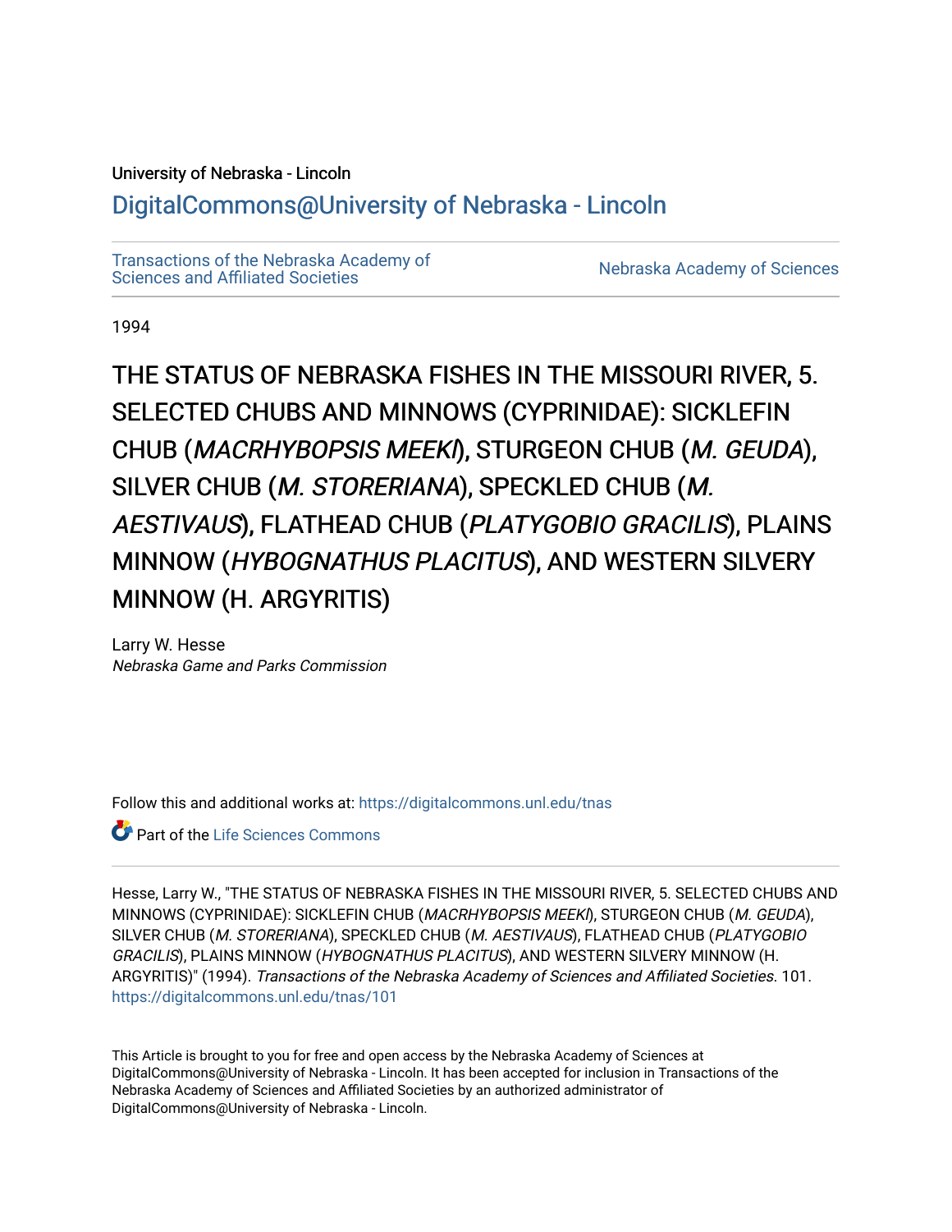University of Nebraska - Lincoln

## DigitalCommons@University of Nebraska - Lincoln

Transactions of the Nebraska Academy of Sciences and Affiliated Societies

Nebraska Academy of Sciences

1994

# THE STATUS OF NEBRASKA FISHES IN THE MISSOURI RIVER, 5. SELECTED CHUBS AND MINNOWS (CYPRINIDAE): SICKLEFIN CHUB (*MACRHYBOPSIS MEEKI*), STURGEON CHUB (*M. GEUDA*), SILVER CHUB (*M. STORERIANA*), SPECKLED CHUB (*M. AESTIVAUS*), FLATHEAD CHUB (*PLATYGOBIO GRACILIS*), PLAINS MINNOW (*HYBOGNATHUS PLACITUS*), AND WESTERN SILVERY MINNOW (H. ARGYRITIS)

Larry W. Hesse
*Nebraska Game and Parks Commission*

Follow this and additional works at: https://digitalcommons.unl.edu/tnas

Part of the Life Sciences Commons

Hesse, Larry W., "THE STATUS OF NEBRASKA FISHES IN THE MISSOURI RIVER, 5. SELECTED CHUBS AND MINNOWS (CYPRINIDAE): SICKLEFIN CHUB (*MACRHYBOPSIS MEEKI*), STURGEON CHUB (*M. GEUDA*), SILVER CHUB (*M. STORERIANA*), SPECKLED CHUB (*M. AESTIVAUS*), FLATHEAD CHUB (*PLATYGOBIO GRACILIS*), PLAINS MINNOW (*HYBOGNATHUS PLACITUS*), AND WESTERN SILVERY MINNOW (H. ARGYRITIS)" (1994). *Transactions of the Nebraska Academy of Sciences and Affiliated Societies*. 101.
https://digitalcommons.unl.edu/tnas/101

This Article is brought to you for free and open access by the Nebraska Academy of Sciences at DigitalCommons@University of Nebraska - Lincoln. It has been accepted for inclusion in Transactions of the Nebraska Academy of Sciences and Affiliated Societies by an authorized administrator of DigitalCommons@University of Nebraska - Lincoln.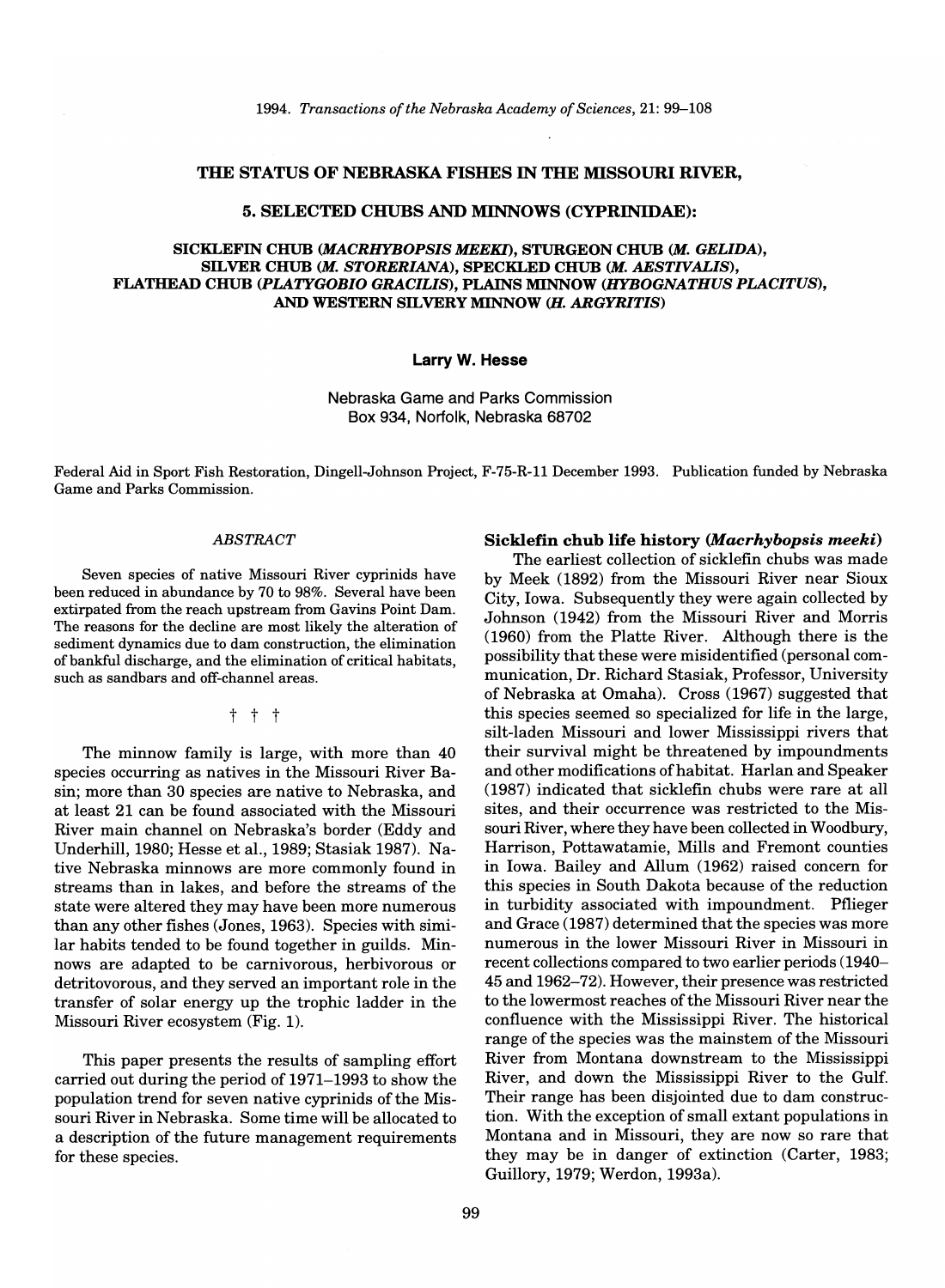# THE STATUS OF NEBRASKA FISHES IN THE MISSOURI RIVER,

## 5. SELECTED CHUBS AND MINNOWS (CYPRINIDAE):

### SICKLEFIN CHUB (*MACRHYBOPSIS MEEKI*), STURGEON CHUB (*M. GELIDA*), SILVER CHUB (*M. STORERIANA*), SPECKLED CHUB (*M. AESTIVALIS*), FLATHEAD CHUB (*PLATYGOBIO GRACILIS*), PLAINS MINNOW (*HYBOGNATHUS PLACITUS*), AND WESTERN SILVERY MINNOW (*H. ARGYRITIS*)

**Larry W. Hesse**

Nebraska Game and Parks Commission
Box 934, Norfolk, Nebraska 68702

Federal Aid in Sport Fish Restoration, Dingell-Johnson Project, F-75-R-11 December 1993. Publication funded by Nebraska Game and Parks Commission.

*ABSTRACT*

Seven species of native Missouri River cyprinids have been reduced in abundance by 70 to 98%. Several have been extirpated from the reach upstream from Gavins Point Dam. The reasons for the decline are most likely the alteration of sediment dynamics due to dam construction, the elimination of bankful discharge, and the elimination of critical habitats, such as sandbars and off-channel areas.

† † †

The minnow family is large, with more than 40 species occurring as natives in the Missouri River Basin; more than 30 species are native to Nebraska, and at least 21 can be found associated with the Missouri River main channel on Nebraska's border (Eddy and Underhill, 1980; Hesse et al., 1989; Stasiak 1987). Native Nebraska minnows are more commonly found in streams than in lakes, and before the streams of the state were altered they may have been more numerous than any other fishes (Jones, 1963). Species with similar habits tended to be found together in guilds. Minnows are adapted to be carnivorous, herbivorous or detritovorous, and they served an important role in the transfer of solar energy up the trophic ladder in the Missouri River ecosystem (Fig. 1).

This paper presents the results of sampling effort carried out during the period of 1971–1993 to show the population trend for seven native cyprinids of the Missouri River in Nebraska. Some time will be allocated to a description of the future management requirements for these species.

### Sicklefin chub life history (*Macrhybopsis meeki*)

The earliest collection of sicklefin chubs was made by Meek (1892) from the Missouri River near Sioux City, Iowa. Subsequently they were again collected by Johnson (1942) from the Missouri River and Morris (1960) from the Platte River. Although there is the possibility that these were misidentified (personal communication, Dr. Richard Stasiak, Professor, University of Nebraska at Omaha). Cross (1967) suggested that this species seemed so specialized for life in the large, silt-laden Missouri and lower Mississippi rivers that their survival might be threatened by impoundments and other modifications of habitat. Harlan and Speaker (1987) indicated that sicklefin chubs were rare at all sites, and their occurrence was restricted to the Missouri River, where they have been collected in Woodbury, Harrison, Pottawatamie, Mills and Fremont counties in Iowa. Bailey and Allum (1962) raised concern for this species in South Dakota because of the reduction in turbidity associated with impoundment. Pflieger and Grace (1987) determined that the species was more numerous in the lower Missouri River in Missouri in recent collections compared to two earlier periods (1940–45 and 1962–72). However, their presence was restricted to the lowermost reaches of the Missouri River near the confluence with the Mississippi River. The historical range of the species was the mainstem of the Missouri River from Montana downstream to the Mississippi River, and down the Mississippi River to the Gulf. Their range has been disjointed due to dam construction. With the exception of small extant populations in Montana and in Missouri, they are now so rare that they may be in danger of extinction (Carter, 1983; Guillory, 1979; Werdon, 1993a).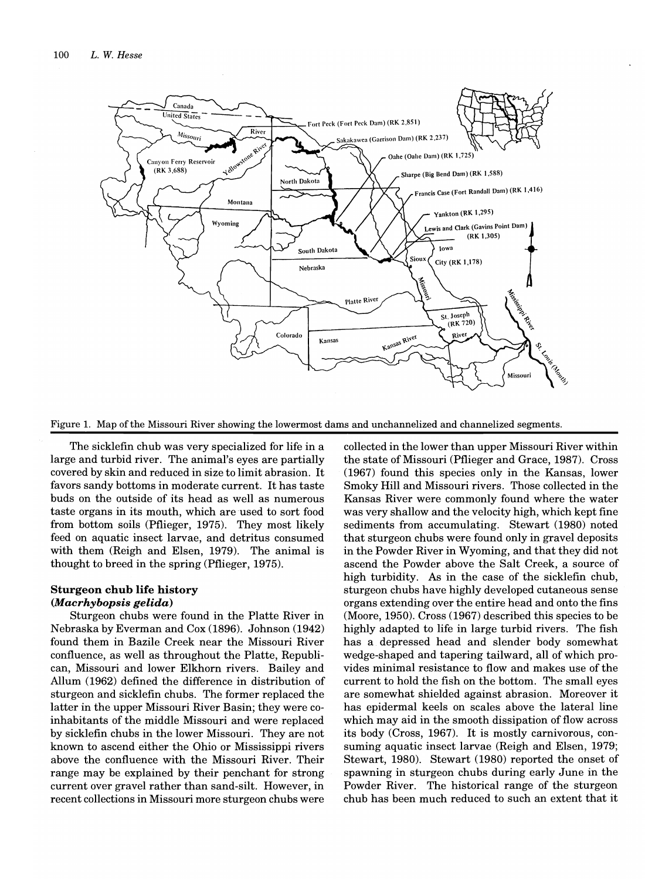Figure 1. Map of the Missouri River showing the lowermost dams and unchannelized and channelized segments.

The sicklefin chub was very specialized for life in a large and turbid river. The animal's eyes are partially covered by skin and reduced in size to limit abrasion. It favors sandy bottoms in moderate current. It has taste buds on the outside of its head as well as numerous taste organs in its mouth, which are used to sort food from bottom soils (Pflieger, 1975). They most likely feed on aquatic insect larvae, and detritus consumed with them (Reigh and Elsen, 1979). The animal is thought to breed in the spring (Pflieger, 1975).

## Sturgeon chub life history (*Macrhybopsis gelida*)

Sturgeon chubs were found in the Platte River in Nebraska by Everman and Cox (1896). Johnson (1942) found them in Bazile Creek near the Missouri River confluence, as well as throughout the Platte, Republican, Missouri and lower Elkhorn rivers. Bailey and Allum (1962) defined the difference in distribution of sturgeon and sicklefin chubs. The former replaced the latter in the upper Missouri River Basin; they were co-inhabitants of the middle Missouri and were replaced by sicklefin chubs in the lower Missouri. They are not known to ascend either the Ohio or Mississippi rivers above the confluence with the Missouri River. Their range may be explained by their penchant for strong current over gravel rather than sand-silt. However, in recent collections in Missouri more sturgeon chubs were collected in the lower than upper Missouri River within the state of Missouri (Pflieger and Grace, 1987). Cross (1967) found this species only in the Kansas, lower Smoky Hill and Missouri rivers. Those collected in the Kansas River were commonly found where the water was very shallow and the velocity high, which kept fine sediments from accumulating. Stewart (1980) noted that sturgeon chubs were found only in gravel deposits in the Powder River in Wyoming, and that they did not ascend the Powder above the Salt Creek, a source of high turbidity. As in the case of the sicklefin chub, sturgeon chubs have highly developed cutaneous sense organs extending over the entire head and onto the fins (Moore, 1950). Cross (1967) described this species to be highly adapted to life in large turbid rivers. The fish has a depressed head and slender body somewhat wedge-shaped and tapering tailward, all of which provides minimal resistance to flow and makes use of the current to hold the fish on the bottom. The small eyes are somewhat shielded against abrasion. Moreover it has epidermal keels on scales above the lateral line which may aid in the smooth dissipation of flow across its body (Cross, 1967). It is mostly carnivorous, consuming aquatic insect larvae (Reigh and Elsen, 1979; Stewart, 1980). Stewart (1980) reported the onset of spawning in sturgeon chubs during early June in the Powder River. The historical range of the sturgeon chub has been much reduced to such an extent that it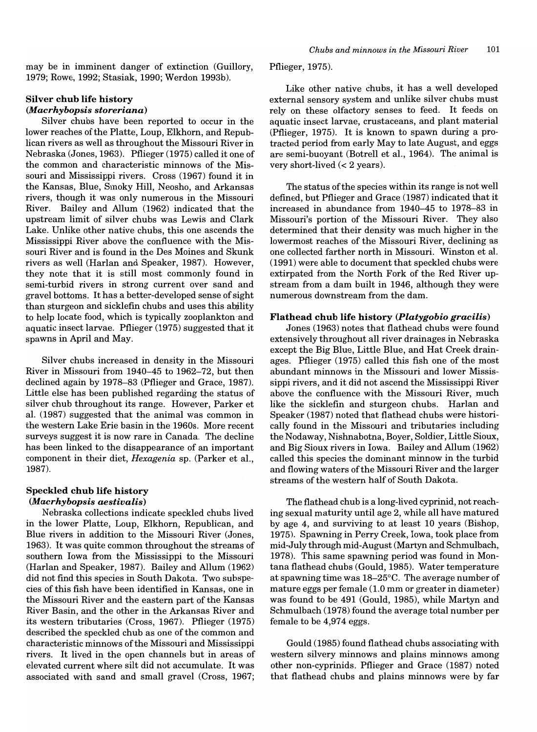may be in imminent danger of extinction (Guillory, 1979; Rowe, 1992; Stasiak, 1990; Werdon 1993b).

### Silver chub life history (*Macrhybopsis storeriana*)

Silver chubs have been reported to occur in the lower reaches of the Platte, Loup, Elkhorn, and Republican rivers as well as throughout the Missouri River in Nebraska (Jones, 1963). Pflieger (1975) called it one of the common and characteristic minnows of the Missouri and Mississippi rivers. Cross (1967) found it in the Kansas, Blue, Smoky Hill, Neosho, and Arkansas rivers, though it was only numerous in the Missouri River. Bailey and Allum (1962) indicated that the upstream limit of silver chubs was Lewis and Clark Lake. Unlike other native chubs, this one ascends the Mississippi River above the confluence with the Missouri River and is found in the Des Moines and Skunk rivers as well (Harlan and Speaker, 1987). However, they note that it is still most commonly found in semi-turbid rivers in strong current over sand and gravel bottoms. It has a better-developed sense of sight than sturgeon and sicklefin chubs and uses this ability to help locate food, which is typically zooplankton and aquatic insect larvae. Pflieger (1975) suggested that it spawns in April and May.

Silver chubs increased in density in the Missouri River in Missouri from 1940–45 to 1962–72, but then declined again by 1978–83 (Pflieger and Grace, 1987). Little else has been published regarding the status of silver chub throughout its range. However, Parker et al. (1987) suggested that the animal was common in the western Lake Erie basin in the 1960s. More recent surveys suggest it is now rare in Canada. The decline has been linked to the disappearance of an important component in their diet, *Hexagenia* sp. (Parker et al., 1987).

### Speckled chub life history (*Macrhybopsis aestivalis*)

Nebraska collections indicate speckled chubs lived in the lower Platte, Loup, Elkhorn, Republican, and Blue rivers in addition to the Missouri River (Jones, 1963). It was quite common throughout the streams of southern Iowa from the Mississippi to the Missouri (Harlan and Speaker, 1987). Bailey and Allum (1962) did not find this species in South Dakota. Two subspecies of this fish have been identified in Kansas, one in the Missouri River and the eastern part of the Kansas River Basin, and the other in the Arkansas River and its western tributaries (Cross, 1967). Pflieger (1975) described the speckled chub as one of the common and characteristic minnows of the Missouri and Mississippi rivers. It lived in the open channels but in areas of elevated current where silt did not accumulate. It was associated with sand and small gravel (Cross, 1967; Pflieger, 1975).

Like other native chubs, it has a well developed external sensory system and unlike silver chubs must rely on these olfactory senses to feed. It feeds on aquatic insect larvae, crustaceans, and plant material (Pflieger, 1975). It is known to spawn during a protracted period from early May to late August, and eggs are semi-buoyant (Botrell et al., 1964). The animal is very short-lived (< 2 years).

The status of the species within its range is not well defined, but Pflieger and Grace (1987) indicated that it increased in abundance from 1940–45 to 1978–83 in Missouri's portion of the Missouri River. They also determined that their density was much higher in the lowermost reaches of the Missouri River, declining as one collected farther north in Missouri. Winston et al. (1991) were able to document that speckled chubs were extirpated from the North Fork of the Red River upstream from a dam built in 1946, although they were numerous downstream from the dam.

### Flathead chub life history (*Platygobio gracilis*)

Jones (1963) notes that flathead chubs were found extensively throughout all river drainages in Nebraska except the Big Blue, Little Blue, and Hat Creek drainages. Pflieger (1975) called this fish one of the most abundant minnows in the Missouri and lower Mississippi rivers, and it did not ascend the Mississippi River above the confluence with the Missouri River, much like the sicklefin and sturgeon chubs. Harlan and Speaker (1987) noted that flathead chubs were historically found in the Missouri and tributaries including the Nodaway, Nishnabotna, Boyer, Soldier, Little Sioux, and Big Sioux rivers in Iowa. Bailey and Allum (1962) called this species the dominant minnow in the turbid and flowing waters of the Missouri River and the larger streams of the western half of South Dakota.

The flathead chub is a long-lived cyprinid, not reaching sexual maturity until age 2, while all have matured by age 4, and surviving to at least 10 years (Bishop, 1975). Spawning in Perry Creek, Iowa, took place from mid-July through mid-August (Martyn and Schmulbach, 1978). This same spawning period was found in Montana flathead chubs (Gould, 1985). Water temperature at spawning time was 18–25°C. The average number of mature eggs per female (1.0 mm or greater in diameter) was found to be 491 (Gould, 1985), while Martyn and Schmulbach (1978) found the average total number per female to be 4,974 eggs.

Gould (1985) found flathead chubs associating with western silvery minnows and plains minnows among other non-cyprinids. Pflieger and Grace (1987) noted that flathead chubs and plains minnows were by far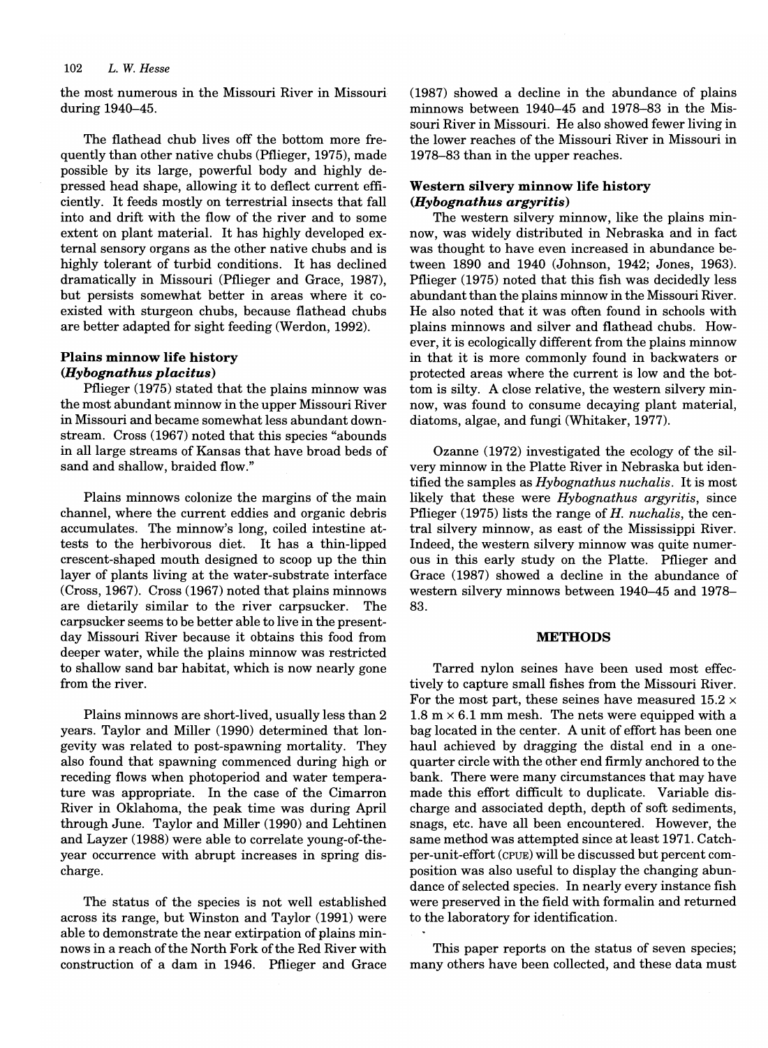the most numerous in the Missouri River in Missouri during 1940–45.

The flathead chub lives off the bottom more frequently than other native chubs (Pflieger, 1975), made possible by its large, powerful body and highly depressed head shape, allowing it to deflect current efficiently. It feeds mostly on terrestrial insects that fall into and drift with the flow of the river and to some extent on plant material. It has highly developed external sensory organs as the other native chubs and is highly tolerant of turbid conditions. It has declined dramatically in Missouri (Pflieger and Grace, 1987), but persists somewhat better in areas where it coexisted with sturgeon chubs, because flathead chubs are better adapted for sight feeding (Werdon, 1992).

### Plains minnow life history (*Hybognathus placitus*)

Pflieger (1975) stated that the plains minnow was the most abundant minnow in the upper Missouri River in Missouri and became somewhat less abundant downstream. Cross (1967) noted that this species "abounds in all large streams of Kansas that have broad beds of sand and shallow, braided flow."

Plains minnows colonize the margins of the main channel, where the current eddies and organic debris accumulates. The minnow's long, coiled intestine attests to the herbivorous diet. It has a thin-lipped crescent-shaped mouth designed to scoop up the thin layer of plants living at the water-substrate interface (Cross, 1967). Cross (1967) noted that plains minnows are dietarily similar to the river carpsucker. The carpsucker seems to be better able to live in the present-day Missouri River because it obtains this food from deeper water, while the plains minnow was restricted to shallow sand bar habitat, which is now nearly gone from the river.

Plains minnows are short-lived, usually less than 2 years. Taylor and Miller (1990) determined that longevity was related to post-spawning mortality. They also found that spawning commenced during high or receding flows when photoperiod and water temperature was appropriate. In the case of the Cimarron River in Oklahoma, the peak time was during April through June. Taylor and Miller (1990) and Lehtinen and Layzer (1988) were able to correlate young-of-the-year occurrence with abrupt increases in spring discharge.

The status of the species is not well established across its range, but Winston and Taylor (1991) were able to demonstrate the near extirpation of plains minnows in a reach of the North Fork of the Red River with construction of a dam in 1946. Pflieger and Grace (1987) showed a decline in the abundance of plains minnows between 1940–45 and 1978–83 in the Missouri River in Missouri. He also showed fewer living in the lower reaches of the Missouri River in Missouri in 1978–83 than in the upper reaches.

### Western silvery minnow life history (*Hybognathus argyritis*)

The western silvery minnow, like the plains minnow, was widely distributed in Nebraska and in fact was thought to have even increased in abundance between 1890 and 1940 (Johnson, 1942; Jones, 1963). Pflieger (1975) noted that this fish was decidedly less abundant than the plains minnow in the Missouri River. He also noted that it was often found in schools with plains minnows and silver and flathead chubs. However, it is ecologically different from the plains minnow in that it is more commonly found in backwaters or protected areas where the current is low and the bottom is silty. A close relative, the western silvery minnow, was found to consume decaying plant material, diatoms, algae, and fungi (Whitaker, 1977).

Ozanne (1972) investigated the ecology of the silvery minnow in the Platte River in Nebraska but identified the samples as *Hybognathus nuchalis*. It is most likely that these were *Hybognathus argyritis*, since Pflieger (1975) lists the range of *H. nuchalis*, the central silvery minnow, as east of the Mississippi River. Indeed, the western silvery minnow was quite numerous in this early study on the Platte. Pflieger and Grace (1987) showed a decline in the abundance of western silvery minnows between 1940–45 and 1978–83.

## METHODS

Tarred nylon seines have been used most effectively to capture small fishes from the Missouri River. For the most part, these seines have measured 15.2 × 1.8 m × 6.1 mm mesh. The nets were equipped with a bag located in the center. A unit of effort has been one haul achieved by dragging the distal end in a one-quarter circle with the other end firmly anchored to the bank. There were many circumstances that may have made this effort difficult to duplicate. Variable discharge and associated depth, depth of soft sediments, snags, etc. have all been encountered. However, the same method was attempted since at least 1971. Catch-per-unit-effort (CPUE) will be discussed but percent composition was also useful to display the changing abundance of selected species. In nearly every instance fish were preserved in the field with formalin and returned to the laboratory for identification.

This paper reports on the status of seven species; many others have been collected, and these data must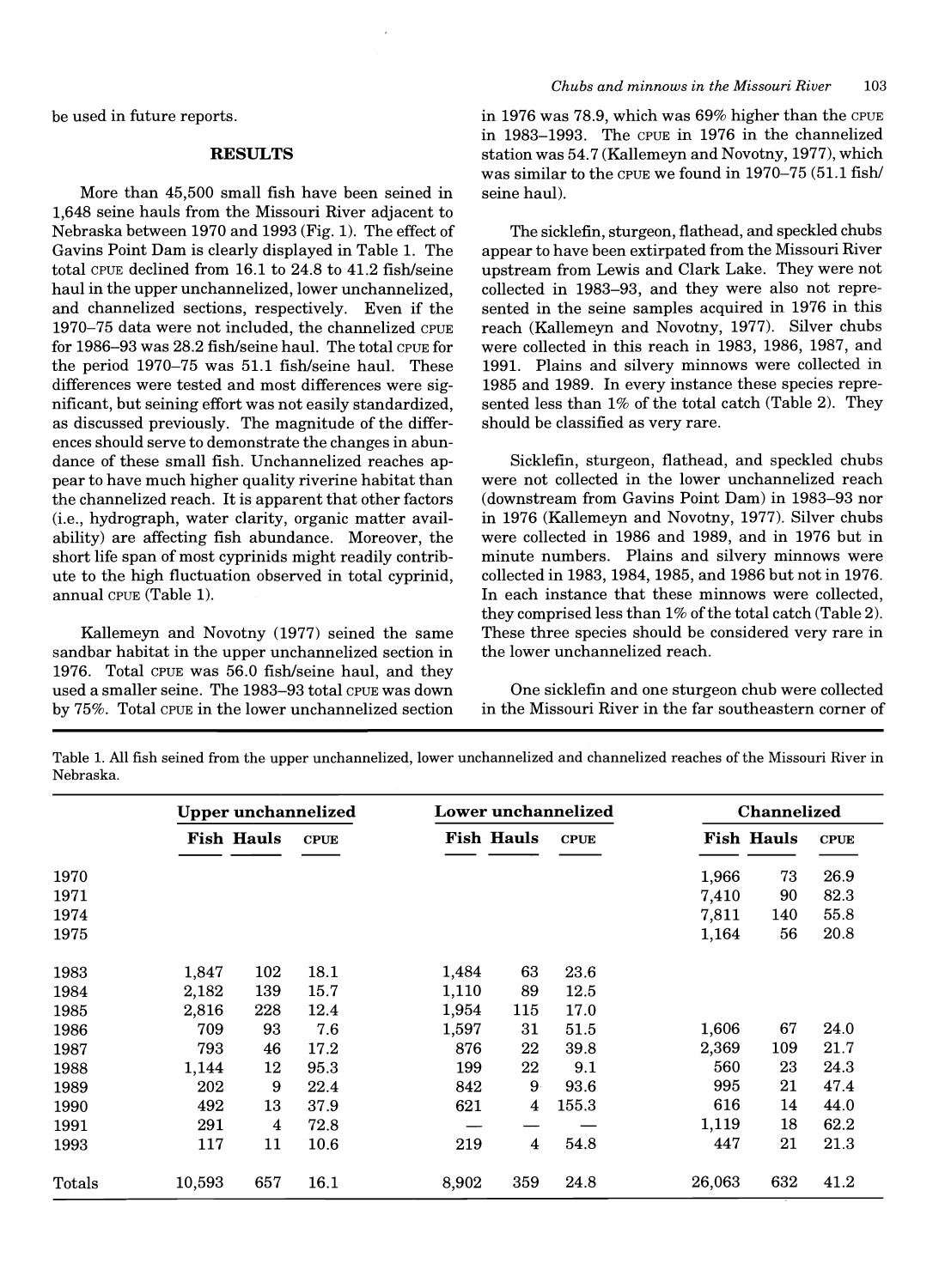be used in future reports.

## RESULTS

More than 45,500 small fish have been seined in 1,648 seine hauls from the Missouri River adjacent to Nebraska between 1970 and 1993 (Fig. 1). The effect of Gavins Point Dam is clearly displayed in Table 1. The total CPUE declined from 16.1 to 24.8 to 41.2 fish/seine haul in the upper unchannelized, lower unchannelized, and channelized sections, respectively. Even if the 1970–75 data were not included, the channelized CPUE for 1986–93 was 28.2 fish/seine haul. The total CPUE for the period 1970–75 was 51.1 fish/seine haul. These differences were tested and most differences were significant, but seining effort was not easily standardized, as discussed previously. The magnitude of the differences should serve to demonstrate the changes in abundance of these small fish. Unchannelized reaches appear to have much higher quality riverine habitat than the channelized reach. It is apparent that other factors (i.e., hydrograph, water clarity, organic matter availability) are affecting fish abundance. Moreover, the short life span of most cyprinids might readily contribute to the high fluctuation observed in total cyprinid, annual CPUE (Table 1).

Kallemeyn and Novotny (1977) seined the same sandbar habitat in the upper unchannelized section in 1976. Total CPUE was 56.0 fish/seine haul, and they used a smaller seine. The 1983–93 total CPUE was down by 75%. Total CPUE in the lower unchannelized section in 1976 was 78.9, which was 69% higher than the CPUE in 1983–1993. The CPUE in 1976 in the channelized station was 54.7 (Kallemeyn and Novotny, 1977), which was similar to the CPUE we found in 1970–75 (51.1 fish/seine haul).

The sicklefin, sturgeon, flathead, and speckled chubs appear to have been extirpated from the Missouri River upstream from Lewis and Clark Lake. They were not collected in 1983–93, and they were also not represented in the seine samples acquired in 1976 in this reach (Kallemeyn and Novotny, 1977). Silver chubs were collected in this reach in 1983, 1986, 1987, and 1991. Plains and silvery minnows were collected in 1985 and 1989. In every instance these species represented less than 1% of the total catch (Table 2). They should be classified as very rare.

Sicklefin, sturgeon, flathead, and speckled chubs were not collected in the lower unchannelized reach (downstream from Gavins Point Dam) in 1983–93 nor in 1976 (Kallemeyn and Novotny, 1977). Silver chubs were collected in 1986 and 1989, and in 1976 but in minute numbers. Plains and silvery minnows were collected in 1983, 1984, 1985, and 1986 but not in 1976. In each instance that these minnows were collected, they comprised less than 1% of the total catch (Table 2). These three species should be considered very rare in the lower unchannelized reach.

One sicklefin and one sturgeon chub were collected in the Missouri River in the far southeastern corner of

Table 1. All fish seined from the upper unchannelized, lower unchannelized and channelized reaches of the Missouri River in Nebraska.

| | Upper unchannelized | | | Lower unchannelized | | | Channelized | | |
|---|---|---|---|---|---|---|---|---|---|
| | Fish | Hauls | CPUE | Fish | Hauls | CPUE | Fish | Hauls | CPUE |
| 1970 | | | | | | | 1,966 | 73 | 26.9 |
| 1971 | | | | | | | 7,410 | 90 | 82.3 |
| 1974 | | | | | | | 7,811 | 140 | 55.8 |
| 1975 | | | | | | | 1,164 | 56 | 20.8 |
| 1983 | 1,847 | 102 | 18.1 | 1,484 | 63 | 23.6 | | | |
| 1984 | 2,182 | 139 | 15.7 | 1,110 | 89 | 12.5 | | | |
| 1985 | 2,816 | 228 | 12.4 | 1,954 | 115 | 17.0 | | | |
| 1986 | 709 | 93 | 7.6 | 1,597 | 31 | 51.5 | 1,606 | 67 | 24.0 |
| 1987 | 793 | 46 | 17.2 | 876 | 22 | 39.8 | 2,369 | 109 | 21.7 |
| 1988 | 1,144 | 12 | 95.3 | 199 | 22 | 9.1 | 560 | 23 | 24.3 |
| 1989 | 202 | 9 | 22.4 | 842 | 9 | 93.6 | 995 | 21 | 47.4 |
| 1990 | 492 | 13 | 37.9 | 621 | 4 | 155.3 | 616 | 14 | 44.0 |
| 1991 | 291 | 4 | 72.8 | — | — | — | 1,119 | 18 | 62.2 |
| 1993 | 117 | 11 | 10.6 | 219 | 4 | 54.8 | 447 | 21 | 21.3 |
| Totals | 10,593 | 657 | 16.1 | 8,902 | 359 | 24.8 | 26,063 | 632 | 41.2 |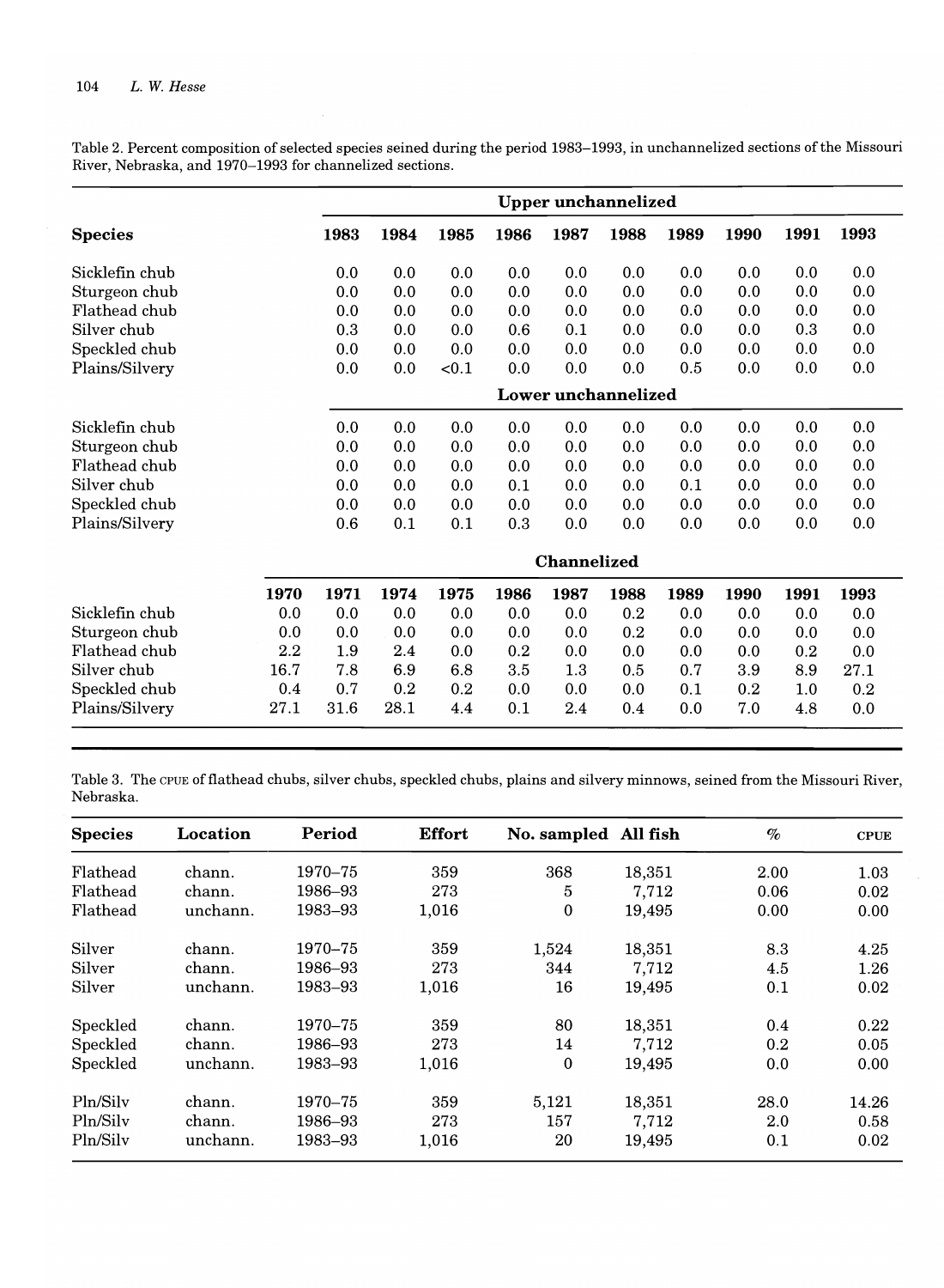Table 2. Percent composition of selected species seined during the period 1983–1993, in unchannelized sections of the Missouri River, Nebraska, and 1970–1993 for channelized sections.

| Species | | Upper unchannelized | | | | | | | | | |
|---|---|---|---|---|---|---|---|---|---|---|---|
| | | 1983 | 1984 | 1985 | 1986 | 1987 | 1988 | 1989 | 1990 | 1991 | 1993 |
| Sicklefin chub | | 0.0 | 0.0 | 0.0 | 0.0 | 0.0 | 0.0 | 0.0 | 0.0 | 0.0 | 0.0 |
| Sturgeon chub | | 0.0 | 0.0 | 0.0 | 0.0 | 0.0 | 0.0 | 0.0 | 0.0 | 0.0 | 0.0 |
| Flathead chub | | 0.0 | 0.0 | 0.0 | 0.0 | 0.0 | 0.0 | 0.0 | 0.0 | 0.0 | 0.0 |
| Silver chub | | 0.3 | 0.0 | 0.0 | 0.6 | 0.1 | 0.0 | 0.0 | 0.0 | 0.3 | 0.0 |
| Speckled chub | | 0.0 | 0.0 | 0.0 | 0.0 | 0.0 | 0.0 | 0.0 | 0.0 | 0.0 | 0.0 |
| Plains/Silvery | | 0.0 | 0.0 | <0.1 | 0.0 | 0.0 | 0.0 | 0.5 | 0.0 | 0.0 | 0.0 |
| | | Lower unchannelized | | | | | | | | | |
| Sicklefin chub | | 0.0 | 0.0 | 0.0 | 0.0 | 0.0 | 0.0 | 0.0 | 0.0 | 0.0 | 0.0 |
| Sturgeon chub | | 0.0 | 0.0 | 0.0 | 0.0 | 0.0 | 0.0 | 0.0 | 0.0 | 0.0 | 0.0 |
| Flathead chub | | 0.0 | 0.0 | 0.0 | 0.0 | 0.0 | 0.0 | 0.0 | 0.0 | 0.0 | 0.0 |
| Silver chub | | 0.0 | 0.0 | 0.0 | 0.1 | 0.0 | 0.0 | 0.1 | 0.0 | 0.0 | 0.0 |
| Speckled chub | | 0.0 | 0.0 | 0.0 | 0.0 | 0.0 | 0.0 | 0.0 | 0.0 | 0.0 | 0.0 |
| Plains/Silvery | | 0.6 | 0.1 | 0.1 | 0.3 | 0.0 | 0.0 | 0.0 | 0.0 | 0.0 | 0.0 |
| | | Channelized | | | | | | | | | |
| | 1970 | 1971 | 1974 | 1975 | 1986 | 1987 | 1988 | 1989 | 1990 | 1991 | 1993 |
| Sicklefin chub | 0.0 | 0.0 | 0.0 | 0.0 | 0.0 | 0.0 | 0.2 | 0.0 | 0.0 | 0.0 | 0.0 |
| Sturgeon chub | 0.0 | 0.0 | 0.0 | 0.0 | 0.0 | 0.0 | 0.2 | 0.0 | 0.0 | 0.0 | 0.0 |
| Flathead chub | 2.2 | 1.9 | 2.4 | 0.0 | 0.2 | 0.0 | 0.0 | 0.0 | 0.0 | 0.2 | 0.0 |
| Silver chub | 16.7 | 7.8 | 6.9 | 6.8 | 3.5 | 1.3 | 0.5 | 0.7 | 3.9 | 8.9 | 27.1 |
| Speckled chub | 0.4 | 0.7 | 0.2 | 0.2 | 0.0 | 0.0 | 0.0 | 0.1 | 0.2 | 1.0 | 0.2 |
| Plains/Silvery | 27.1 | 31.6 | 28.1 | 4.4 | 0.1 | 2.4 | 0.4 | 0.0 | 7.0 | 4.8 | 0.0 |

Table 3. The CPUE of flathead chubs, silver chubs, speckled chubs, plains and silvery minnows, seined from the Missouri River, Nebraska.

| Species | Location | Period | Effort | No. sampled | All fish | % | CPUE |
|---|---|---|---|---|---|---|---|
| Flathead | chann. | 1970–75 | 359 | 368 | 18,351 | 2.00 | 1.03 |
| Flathead | chann. | 1986–93 | 273 | 5 | 7,712 | 0.06 | 0.02 |
| Flathead | unchann. | 1983–93 | 1,016 | 0 | 19,495 | 0.00 | 0.00 |
| Silver | chann. | 1970–75 | 359 | 1,524 | 18,351 | 8.3 | 4.25 |
| Silver | chann. | 1986–93 | 273 | 344 | 7,712 | 4.5 | 1.26 |
| Silver | unchann. | 1983–93 | 1,016 | 16 | 19,495 | 0.1 | 0.02 |
| Speckled | chann. | 1970–75 | 359 | 80 | 18,351 | 0.4 | 0.22 |
| Speckled | chann. | 1986–93 | 273 | 14 | 7,712 | 0.2 | 0.05 |
| Speckled | unchann. | 1983–93 | 1,016 | 0 | 19,495 | 0.0 | 0.00 |
| Pln/Silv | chann. | 1970–75 | 359 | 5,121 | 18,351 | 28.0 | 14.26 |
| Pln/Silv | chann. | 1986–93 | 273 | 157 | 7,712 | 2.0 | 0.58 |
| Pln/Silv | unchann. | 1983–93 | 1,016 | 20 | 19,495 | 0.1 | 0.02 |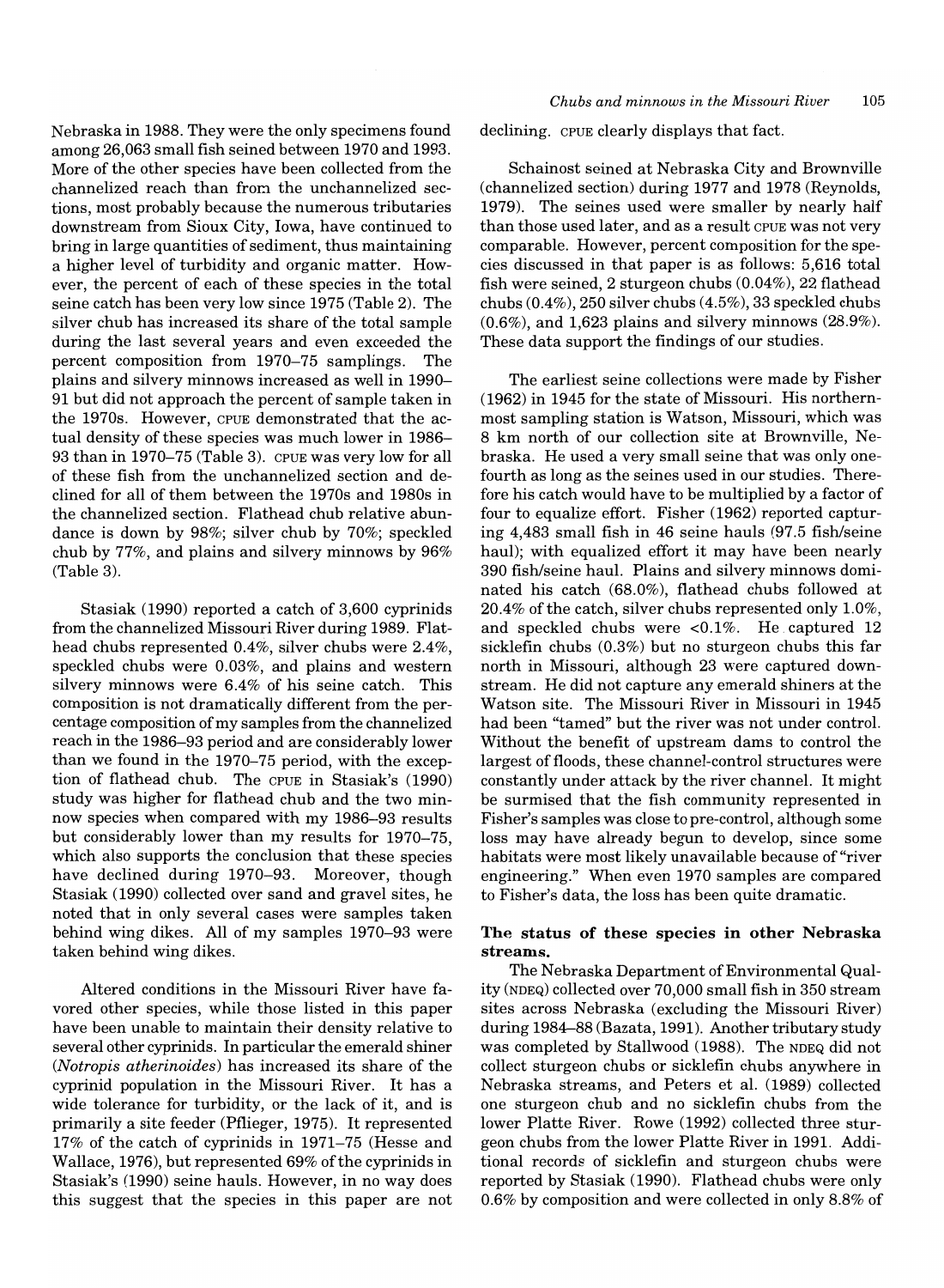Nebraska in 1988. They were the only specimens found among 26,063 small fish seined between 1970 and 1993. More of the other species have been collected from the channelized reach than from the unchannelized sections, most probably because the numerous tributaries downstream from Sioux City, Iowa, have continued to bring in large quantities of sediment, thus maintaining a higher level of turbidity and organic matter. However, the percent of each of these species in the total seine catch has been very low since 1975 (Table 2). The silver chub has increased its share of the total sample during the last several years and even exceeded the percent composition from 1970–75 samplings. The plains and silvery minnows increased as well in 1990–91 but did not approach the percent of sample taken in the 1970s. However, CPUE demonstrated that the actual density of these species was much lower in 1986–93 than in 1970–75 (Table 3). CPUE was very low for all of these fish from the unchannelized section and declined for all of them between the 1970s and 1980s in the channelized section. Flathead chub relative abundance is down by 98%; silver chub by 70%; speckled chub by 77%, and plains and silvery minnows by 96% (Table 3).

Stasiak (1990) reported a catch of 3,600 cyprinids from the channelized Missouri River during 1989. Flathead chubs represented 0.4%, silver chubs were 2.4%, speckled chubs were 0.03%, and plains and western silvery minnows were 6.4% of his seine catch. This composition is not dramatically different from the percentage composition of my samples from the channelized reach in the 1986–93 period and are considerably lower than we found in the 1970–75 period, with the exception of flathead chub. The CPUE in Stasiak's (1990) study was higher for flathead chub and the two minnow species when compared with my 1986–93 results but considerably lower than my results for 1970–75, which also supports the conclusion that these species have declined during 1970–93. Moreover, though Stasiak (1990) collected over sand and gravel sites, he noted that in only several cases were samples taken behind wing dikes. All of my samples 1970–93 were taken behind wing dikes.

Altered conditions in the Missouri River have favored other species, while those listed in this paper have been unable to maintain their density relative to several other cyprinids. In particular the emerald shiner (*Notropis atherinoides*) has increased its share of the cyprinid population in the Missouri River. It has a wide tolerance for turbidity, or the lack of it, and is primarily a site feeder (Pflieger, 1975). It represented 17% of the catch of cyprinids in 1971–75 (Hesse and Wallace, 1976), but represented 69% of the cyprinids in Stasiak's (1990) seine hauls. However, in no way does this suggest that the species in this paper are not declining. CPUE clearly displays that fact.

Schainost seined at Nebraska City and Brownville (channelized section) during 1977 and 1978 (Reynolds, 1979). The seines used were smaller by nearly half than those used later, and as a result CPUE was not very comparable. However, percent composition for the species discussed in that paper is as follows: 5,616 total fish were seined, 2 sturgeon chubs (0.04%), 22 flathead chubs (0.4%), 250 silver chubs (4.5%), 33 speckled chubs (0.6%), and 1,623 plains and silvery minnows (28.9%). These data support the findings of our studies.

The earliest seine collections were made by Fisher (1962) in 1945 for the state of Missouri. His northernmost sampling station is Watson, Missouri, which was 8 km north of our collection site at Brownville, Nebraska. He used a very small seine that was only one-fourth as long as the seines used in our studies. Therefore his catch would have to be multiplied by a factor of four to equalize effort. Fisher (1962) reported capturing 4,483 small fish in 46 seine hauls (97.5 fish/seine haul); with equalized effort it may have been nearly 390 fish/seine haul. Plains and silvery minnows dominated his catch (68.0%), flathead chubs followed at 20.4% of the catch, silver chubs represented only 1.0%, and speckled chubs were <0.1%. He captured 12 sicklefin chubs (0.3%) but no sturgeon chubs this far north in Missouri, although 23 were captured downstream. He did not capture any emerald shiners at the Watson site. The Missouri River in Missouri in 1945 had been "tamed" but the river was not under control. Without the benefit of upstream dams to control the largest of floods, these channel-control structures were constantly under attack by the river channel. It might be surmised that the fish community represented in Fisher's samples was close to pre-control, although some loss may have already begun to develop, since some habitats were most likely unavailable because of "river engineering." When even 1970 samples are compared to Fisher's data, the loss has been quite dramatic.

### The status of these species in other Nebraska streams.

The Nebraska Department of Environmental Quality (NDEQ) collected over 70,000 small fish in 350 stream sites across Nebraska (excluding the Missouri River) during 1984–88 (Bazata, 1991). Another tributary study was completed by Stallwood (1988). The NDEQ did not collect sturgeon chubs or sicklefin chubs anywhere in Nebraska streams, and Peters et al. (1989) collected one sturgeon chub and no sicklefin chubs from the lower Platte River. Rowe (1992) collected three sturgeon chubs from the lower Platte River in 1991. Additional records of sicklefin and sturgeon chubs were reported by Stasiak (1990). Flathead chubs were only 0.6% by composition and were collected in only 8.8% of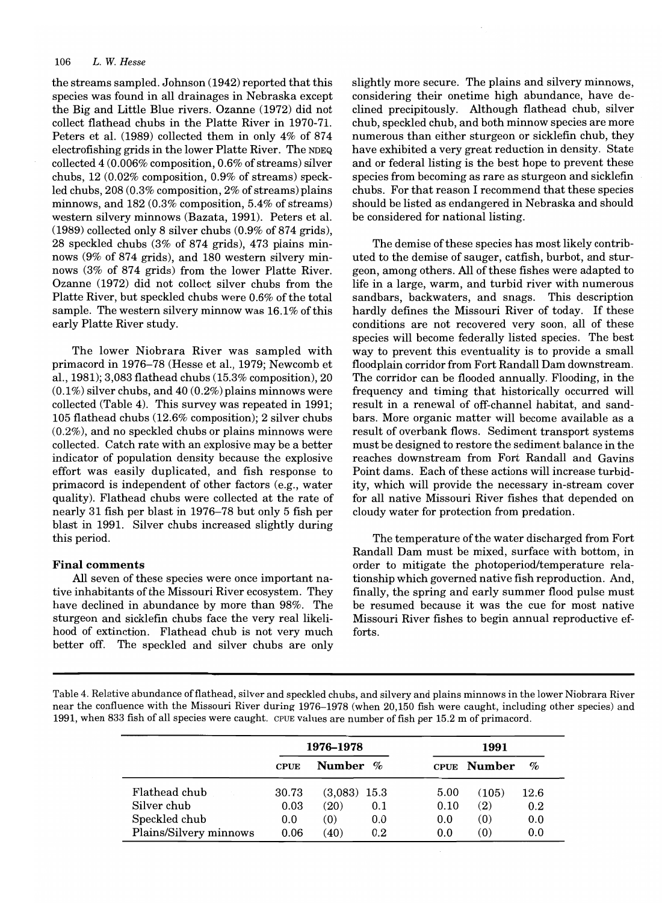the streams sampled. Johnson (1942) reported that this species was found in all drainages in Nebraska except the Big and Little Blue rivers. Ozanne (1972) did not collect flathead chubs in the Platte River in 1970-71. Peters et al. (1989) collected them in only 4% of 874 electrofishing grids in the lower Platte River. The NDEQ collected 4 (0.006% composition, 0.6% of streams) silver chubs, 12 (0.02% composition, 0.9% of streams) speckled chubs, 208 (0.3% composition, 2% of streams) plains minnows, and 182 (0.3% composition, 5.4% of streams) western silvery minnows (Bazata, 1991). Peters et al. (1989) collected only 8 silver chubs (0.9% of 874 grids), 28 speckled chubs (3% of 874 grids), 473 plains minnows (9% of 874 grids), and 180 western silvery minnows (3% of 874 grids) from the lower Platte River. Ozanne (1972) did not collect silver chubs from the Platte River, but speckled chubs were 0.6% of the total sample. The western silvery minnow was 16.1% of this early Platte River study.

The lower Niobrara River was sampled with primacord in 1976–78 (Hesse et al., 1979; Newcomb et al., 1981); 3,083 flathead chubs (15.3% composition), 20 (0.1%) silver chubs, and 40 (0.2%) plains minnows were collected (Table 4). This survey was repeated in 1991; 105 flathead chubs (12.6% composition); 2 silver chubs (0.2%), and no speckled chubs or plains minnows were collected. Catch rate with an explosive may be a better indicator of population density because the explosive effort was easily duplicated, and fish response to primacord is independent of other factors (e.g., water quality). Flathead chubs were collected at the rate of nearly 31 fish per blast in 1976–78 but only 5 fish per blast in 1991. Silver chubs increased slightly during this period.

## Final comments

All seven of these species were once important native inhabitants of the Missouri River ecosystem. They have declined in abundance by more than 98%. The sturgeon and sicklefin chubs face the very real likelihood of extinction. Flathead chub is not very much better off. The speckled and silver chubs are only slightly more secure. The plains and silvery minnows, considering their onetime high abundance, have declined precipitously. Although flathead chub, silver chub, speckled chub, and both minnow species are more numerous than either sturgeon or sicklefin chub, they have exhibited a very great reduction in density. State and or federal listing is the best hope to prevent these species from becoming as rare as sturgeon and sicklefin chubs. For that reason I recommend that these species should be listed as endangered in Nebraska and should be considered for national listing.

The demise of these species has most likely contributed to the demise of sauger, catfish, burbot, and sturgeon, among others. All of these fishes were adapted to life in a large, warm, and turbid river with numerous sandbars, backwaters, and snags. This description hardly defines the Missouri River of today. If these conditions are not recovered very soon, all of these species will become federally listed species. The best way to prevent this eventuality is to provide a small floodplain corridor from Fort Randall Dam downstream. The corridor can be flooded annually. Flooding, in the frequency and timing that historically occurred will result in a renewal of off-channel habitat, and sandbars. More organic matter will become available as a result of overbank flows. Sediment transport systems must be designed to restore the sediment balance in the reaches downstream from Fort Randall and Gavins Point dams. Each of these actions will increase turbidity, which will provide the necessary in-stream cover for all native Missouri River fishes that depended on cloudy water for protection from predation.

The temperature of the water discharged from Fort Randall Dam must be mixed, surface with bottom, in order to mitigate the photoperiod/temperature relationship which governed native fish reproduction. And, finally, the spring and early summer flood pulse must be resumed because it was the cue for most native Missouri River fishes to begin annual reproductive efforts.

Table 4. Relative abundance of flathead, silver and speckled chubs, and silvery and plains minnows in the lower Niobrara River near the confluence with the Missouri River during 1976–1978 (when 20,150 fish were caught, including other species) and 1991, when 833 fish of all species were caught. CPUE values are number of fish per 15.2 m of primacord.

| | 1976–1978 | | | 1991 | | |
|---|---|---|---|---|---|---|
| | CPUE | Number | % | CPUE | Number | % |
| Flathead chub | 30.73 | (3,083) | 15.3 | 5.00 | (105) | 12.6 |
| Silver chub | 0.03 | (20) | 0.1 | 0.10 | (2) | 0.2 |
| Speckled chub | 0.0 | (0) | 0.0 | 0.0 | (0) | 0.0 |
| Plains/Silvery minnows | 0.06 | (40) | 0.2 | 0.0 | (0) | 0.0 |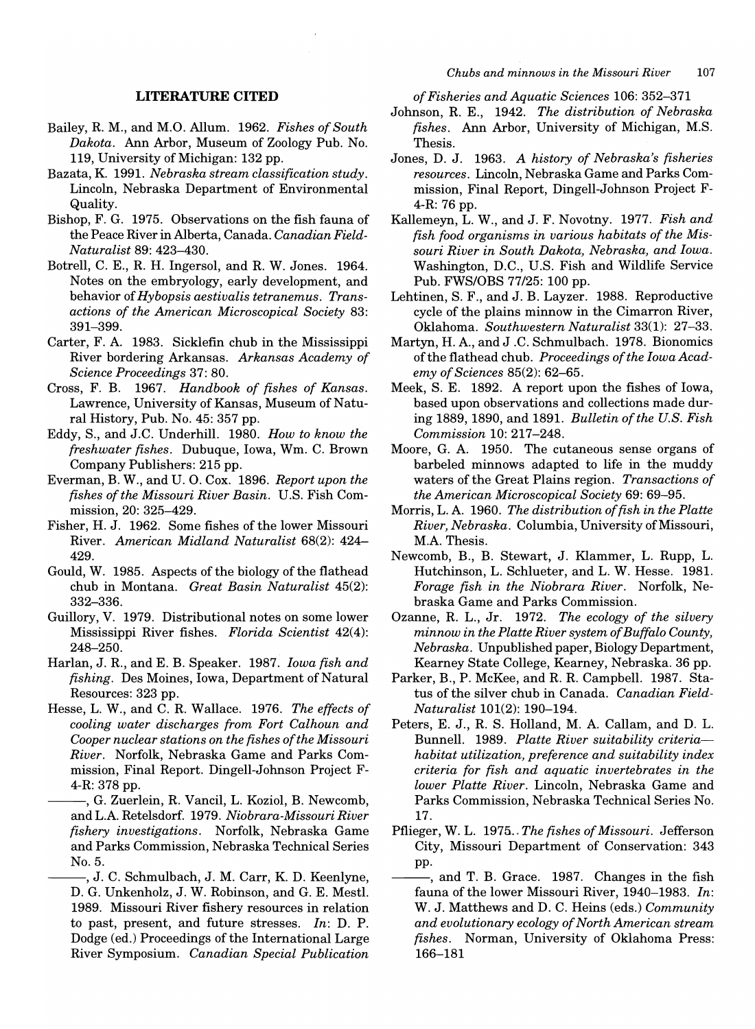## LITERATURE CITED

Bailey, R. M., and M.O. Allum. 1962. *Fishes of South Dakota*. Ann Arbor, Museum of Zoology Pub. No. 119, University of Michigan: 132 pp.

Bazata, K. 1991. *Nebraska stream classification study*. Lincoln, Nebraska Department of Environmental Quality.

Bishop, F. G. 1975. Observations on the fish fauna of the Peace River in Alberta, Canada. *Canadian Field-Naturalist* 89: 423–430.

Botrell, C. E., R. H. Ingersol, and R. W. Jones. 1964. Notes on the embryology, early development, and behavior of *Hybopsis aestivalis tetranemus*. *Transactions of the American Microscopical Society* 83: 391–399.

Carter, F. A. 1983. Sicklefin chub in the Mississippi River bordering Arkansas. *Arkansas Academy of Science Proceedings* 37: 80.

Cross, F. B. 1967. *Handbook of fishes of Kansas*. Lawrence, University of Kansas, Museum of Natural History, Pub. No. 45: 357 pp.

Eddy, S., and J.C. Underhill. 1980. *How to know the freshwater fishes*. Dubuque, Iowa, Wm. C. Brown Company Publishers: 215 pp.

Everman, B. W., and U. O. Cox. 1896. *Report upon the fishes of the Missouri River Basin*. U.S. Fish Commission, 20: 325–429.

Fisher, H. J. 1962. Some fishes of the lower Missouri River. *American Midland Naturalist* 68(2): 424–429.

Gould, W. 1985. Aspects of the biology of the flathead chub in Montana. *Great Basin Naturalist* 45(2): 332–336.

Guillory, V. 1979. Distributional notes on some lower Mississippi River fishes. *Florida Scientist* 42(4): 248–250.

Harlan, J. R., and E. B. Speaker. 1987. *Iowa fish and fishing*. Des Moines, Iowa, Department of Natural Resources: 323 pp.

Hesse, L. W., and C. R. Wallace. 1976. *The effects of cooling water discharges from Fort Calhoun and Cooper nuclear stations on the fishes of the Missouri River*. Norfolk, Nebraska Game and Parks Commission, Final Report. Dingell-Johnson Project F-4-R: 378 pp.

———, G. Zuerlein, R. Vancil, L. Koziol, B. Newcomb, and L.A. Retelsdorf. 1979. *Niobrara-Missouri River fishery investigations*. Norfolk, Nebraska Game and Parks Commission, Nebraska Technical Series No. 5.

———, J. C. Schmulbach, J. M. Carr, K. D. Keenlyne, D. G. Unkenholz, J. W. Robinson, and G. E. Mestl. 1989. Missouri River fishery resources in relation to past, present, and future stresses. *In*: D. P. Dodge (ed.) Proceedings of the International Large River Symposium. *Canadian Special Publication of Fisheries and Aquatic Sciences* 106: 352–371

Johnson, R. E., 1942. *The distribution of Nebraska fishes*. Ann Arbor, University of Michigan, M.S. Thesis.

Jones, D. J. 1963. *A history of Nebraska's fisheries resources*. Lincoln, Nebraska Game and Parks Commission, Final Report, Dingell-Johnson Project F-4-R: 76 pp.

Kallemeyn, L. W., and J. F. Novotny. 1977. *Fish and fish food organisms in various habitats of the Missouri River in South Dakota, Nebraska, and Iowa*. Washington, D.C., U.S. Fish and Wildlife Service Pub. FWS/OBS 77/25: 100 pp.

Lehtinen, S. F., and J. B. Layzer. 1988. Reproductive cycle of the plains minnow in the Cimarron River, Oklahoma. *Southwestern Naturalist* 33(1): 27–33.

Martyn, H. A., and J .C. Schmulbach. 1978. Bionomics of the flathead chub. *Proceedings of the Iowa Academy of Sciences* 85(2): 62–65.

Meek, S. E. 1892. A report upon the fishes of Iowa, based upon observations and collections made during 1889, 1890, and 1891. *Bulletin of the U.S. Fish Commission* 10: 217–248.

Moore, G. A. 1950. The cutaneous sense organs of barbeled minnows adapted to life in the muddy waters of the Great Plains region. *Transactions of the American Microscopical Society* 69: 69–95.

Morris, L. A. 1960. *The distribution of fish in the Platte River, Nebraska*. Columbia, University of Missouri, M.A. Thesis.

Newcomb, B., B. Stewart, J. Klammer, L. Rupp, L. Hutchinson, L. Schlueter, and L. W. Hesse. 1981. *Forage fish in the Niobrara River*. Norfolk, Nebraska Game and Parks Commission.

Ozanne, R. L., Jr. 1972. *The ecology of the silvery minnow in the Platte River system of Buffalo County, Nebraska*. Unpublished paper, Biology Department, Kearney State College, Kearney, Nebraska. 36 pp.

Parker, B., P. McKee, and R. R. Campbell. 1987. Status of the silver chub in Canada. *Canadian Field-Naturalist* 101(2): 190–194.

Peters, E. J., R. S. Holland, M. A. Callam, and D. L. Bunnell. 1989. *Platte River suitability criteria—habitat utilization, preference and suitability index criteria for fish and aquatic invertebrates in the lower Platte River*. Lincoln, Nebraska Game and Parks Commission, Nebraska Technical Series No. 17.

Pflieger, W. L. 1975. *The fishes of Missouri*. Jefferson City, Missouri Department of Conservation: 343 pp.

———, and T. B. Grace. 1987. Changes in the fish fauna of the lower Missouri River, 1940–1983. *In*: W. J. Matthews and D. C. Heins (eds.) *Community and evolutionary ecology of North American stream fishes*. Norman, University of Oklahoma Press: 166–181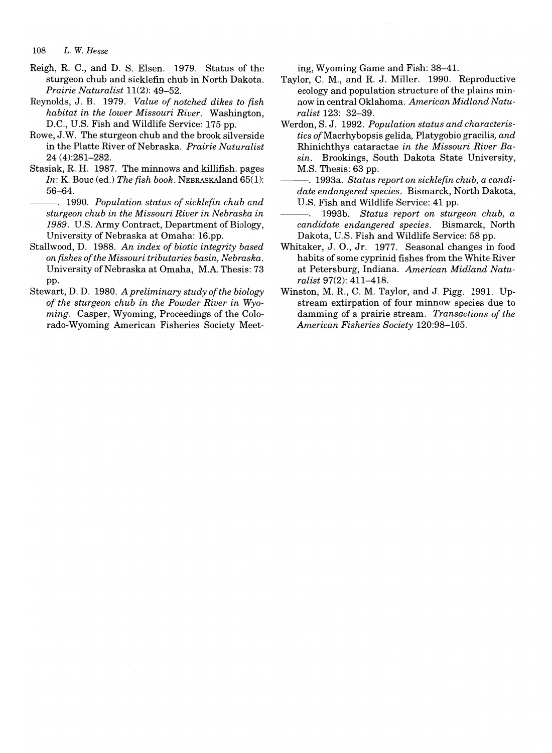Reigh, R. C., and D. S. Elsen. 1979. Status of the sturgeon chub and sicklefin chub in North Dakota. *Prairie Naturalist* 11(2): 49–52.

Reynolds, J. B. 1979. *Value of notched dikes to fish habitat in the lower Missouri River*. Washington, D.C., U.S. Fish and Wildlife Service: 175 pp.

Rowe, J.W. The sturgeon chub and the brook silverside in the Platte River of Nebraska. *Prairie Naturalist* 24 (4):281–282.

Stasiak, R. H. 1987. The minnows and killifish. pages *In*: K. Bouc (ed.) *The fish book*. NEBRASKAland 65(1): 56–64.

———. 1990. *Population status of sicklefin chub and sturgeon chub in the Missouri River in Nebraska in 1989*. U.S. Army Contract, Department of Biology, University of Nebraska at Omaha: 16.pp.

Stallwood, D. 1988. *An index of biotic integrity based on fishes of the Missouri tributaries basin, Nebraska*. University of Nebraska at Omaha, M.A. Thesis: 73 pp.

Stewart, D. D. 1980. *A preliminary study of the biology of the sturgeon chub in the Powder River in Wyoming*. Casper, Wyoming, Proceedings of the Colorado-Wyoming American Fisheries Society Meeting, Wyoming Game and Fish: 38–41.

Taylor, C. M., and R. J. Miller. 1990. Reproductive ecology and population structure of the plains minnow in central Oklahoma. *American Midland Naturalist* 123: 32–39.

Werdon, S. J. 1992. *Population status and characteristics of* Macrhybopsis gelida, Platygobio gracilis, *and* Rhinichthys cataractae *in the Missouri River Basin*. Brookings, South Dakota State University, M.S. Thesis: 63 pp.

———. 1993a. *Status report on sicklefin chub, a candidate endangered species*. Bismarck, North Dakota, U.S. Fish and Wildlife Service: 41 pp.

———. 1993b. *Status report on sturgeon chub, a candidate endangered species*. Bismarck, North Dakota, U.S. Fish and Wildlife Service: 58 pp.

Whitaker, J. O., Jr. 1977. Seasonal changes in food habits of some cyprinid fishes from the White River at Petersburg, Indiana. *American Midland Naturalist* 97(2): 411–418.

Winston, M. R., C. M. Taylor, and J. Pigg. 1991. Upstream extirpation of four minnow species due to damming of a prairie stream. *Transactions of the American Fisheries Society* 120:98–105.